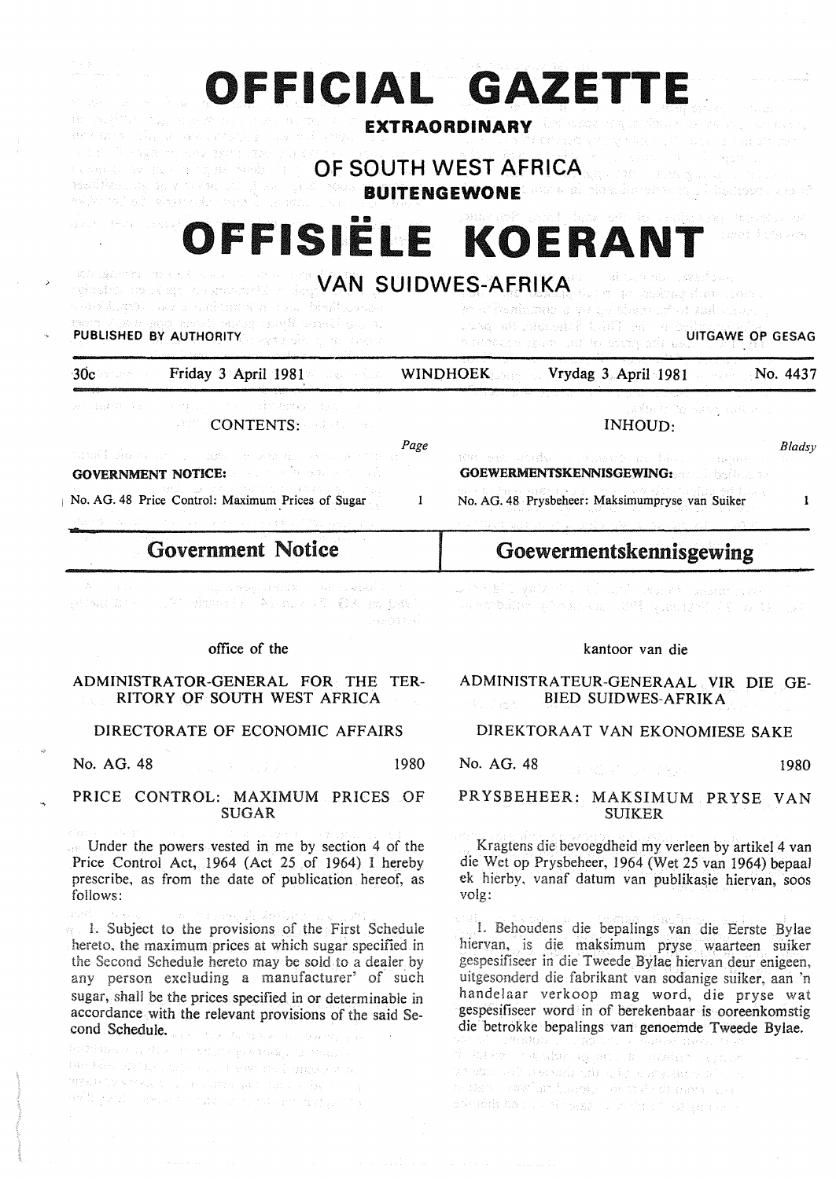# OFFICIAL GAZETTE

**EXTRAORDINARY**

## OF SOUTH WEST AFRICA

**BUITENGEWONE**

# OFFISIËLE KOERANT

## VAN SUIDWES-AFRIKA

PUBLISHED BY AUTHORITY — UITGAWE OP GESAG

30c — Friday 3 April 1981 — WINDHOEK — Vrydag 3 April 1981 — No. 4437

CONTENTS:

| | Page |
|---|---|
| **GOVERNMENT NOTICE:** | |
| No. AG. 48 Price Control: Maximum Prices of Sugar | 1 |

INHOUD:

| | Bladsy |
|---|---|
| **GOEWERMENTSKENNISGEWING:** | |
| No. AG. 48 Prysbeheer: Maksimumpryse van Suiker | 1 |

## Government Notice

office of the

ADMINISTRATOR-GENERAL FOR THE TERRITORY OF SOUTH WEST AFRICA

DIRECTORATE OF ECONOMIC AFFAIRS

No. AG. 48 — 1980

PRICE CONTROL: MAXIMUM PRICES OF SUGAR

Under the powers vested in me by section 4 of the Price Control Act, 1964 (Act 25 of 1964) I hereby prescribe, as from the date of publication hereof, as follows:

1. Subject to the provisions of the First Schedule hereto, the maximum prices at which sugar specified in the Second Schedule hereto may be sold to a dealer by any person excluding a manufacturer' of such sugar, shall be the prices specified in or determinable in accordance with the relevant provisions of the said Second Schedule.

## Goewermentskennisgewing

kantoor van die

ADMINISTRATEUR-GENERAAL VIR DIE GEBIED SUIDWES-AFRIKA

DIREKTORAAT VAN EKONOMIESE SAKE

No. AG. 48 — 1980

PRYSBEHEER: MAKSIMUM PRYSE VAN SUIKER

Kragtens die bevoegdheid my verleen by artikel 4 van die Wet op Prysbeheer, 1964 (Wet 25 van 1964) bepaal ek hierby, vanaf datum van publikasie hiervan, soos volg:

1. Behoudens die bepalings van die Eerste Bylae hiervan, is die maksimum pryse waarteen suiker gespesifiseer in die Tweede Bylae hiervan deur enigeen, uitgesonderd die fabrikant van sodanige suiker, aan 'n handelaar verkoop mag word, die pryse wat gespesifiseer word in of berekenbaar is ooreenkomstig die betrokke bepalings van genoemde Tweede Bylae.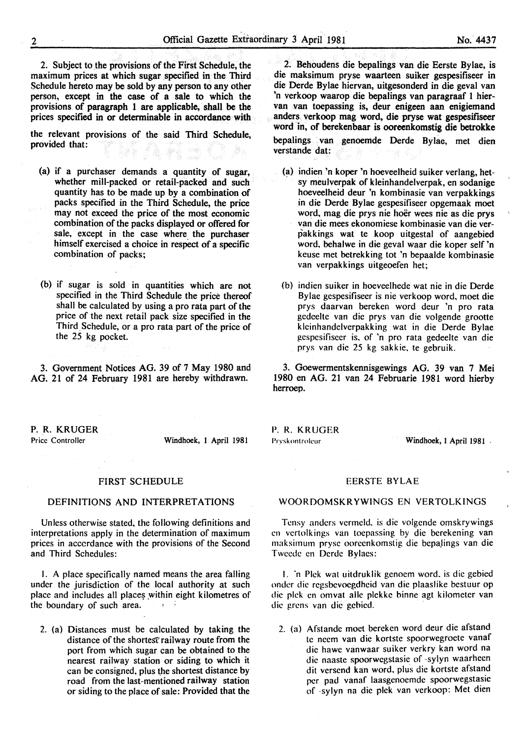2. Subject to the provisions of the First Schedule, the maximum prices at which sugar specified in the Third Schedule hereto may be sold by any person to any other person, except in the case of a sale to which the provisions of paragraph 1 are applicable, shall be the prices specified in or determinable in accordance with the relevant provisions of the said Third Schedule, provided that:

(a) if a purchaser demands a quantity of sugar, whether mill-packed or retail-packed and such quantity has to be made up by a combination of packs specified in the Third Schedule, the price may not exceed the price of the most economic combination of the packs displayed or offered for sale, except in the case where the purchaser himself exercised a choice in respect of a specific combination of packs;

(b) if sugar is sold in quantities which are not specified in the Third Schedule the price thereof shall be calculated by using a pro rata part of the price of the next retail pack size specified in the Third Schedule, or a pro rata part of the price of the 25 kg pocket.

3. Government Notices AG. 39 of 7 May 1980 and AG. 21 of 24 February 1981 are hereby withdrawn.

P. R. KRUGER
Price Controller

Windhoek, 1 April 1981

## FIRST SCHEDULE

### DEFINITIONS AND INTERPRETATIONS

Unless otherwise stated, the following definitions and interpretations apply in the determination of maximum prices in accordance with the provisions of the Second and Third Schedules:

1. A place specifically named means the area falling under the jurisdiction of the local authority at such place and includes all places within eight kilometres of the boundary of such area.

2. (a) Distances must be calculated by taking the distance of the shortest railway route from the port from which sugar can be obtained to the nearest railway station or siding to which it can be consigned, plus the shortest distance by road from the last-mentioned railway station or siding to the place of sale: Provided that the

2. Behoudens die bepalings van die Eerste Bylae, is die maksimum pryse waarteen suiker gespesifiseer in die Derde Bylae hiervan, uitgesonderd in die geval van 'n verkoop waarop die bepalings van paragraaf 1 hiervan van toepassing is, deur enigeen aan enigiemand anders verkoop mag word, die pryse wat gespesifiseer word in, of berekenbaar is ooreenkomstig die betrokke bepalings van genoemde Derde Bylae, met dien verstande dat:

(a) indien 'n koper 'n hoeveelheid suiker verlang, hetsy meulverpak of kleinhandelverpak, en sodanige hoeveelheid deur 'n kombinasie van verpakkings in die Derde Bylae gespesifiseer opgemaak moet word, mag die prys nie hoër wees nie as die prys van die mees ekonomiese kombinasie van die verpakkings wat te koop uitgestal of aangebied word, behalwe in die geval waar die koper self 'n keuse met betrekking tot 'n bepaalde kombinasie van verpakkings uitgeoefen het;

(b) indien suiker in hoeveelhede wat nie in die Derde Bylae gespesifiseer is nie verkoop word, moet die prys daarvan bereken word deur 'n pro rata gedeelte van die prys van die volgende grootte kleinhandelverpakking wat in die Derde Bylae gespesifiseer is, of 'n pro rata gedeelte van die prys van die 25 kg sakkie, te gebruik.

3. Goewermentskennisgewings AG. 39 van 7 Mei 1980 en AG. 21 van 24 Februarie 1981 word hierby herroep.

P. R. KRUGER
Pryskontroleur

Windhoek, 1 April 1981

## EERSTE BYLAE

### WOORDOMSKRYWINGS EN VERTOLKINGS

Tensy anders vermeld, is die volgende omskrywings en vertolkings van toepassing by die berekening van maksimum pryse ooreenkomstig die bepalings van die Tweede en Derde Bylaes:

1. 'n Plek wat uitdruklik genoem word, is die gebied onder die regsbevoegdheid van die plaaslike bestuur op die plek en omvat alle plekke binne agt kilometer van die grens van die gebied.

2. (a) Afstande moet bereken word deur die afstand te neem van die kortste spoorwegroete vanaf die hawe vanwaar suiker verkry kan word na die naaste spoorwegstasie of -sylyn waarheen dit versend kan word, plus die kortste afstand per pad vanaf laasgenoemde spoorwegstasie of -sylyn na die plek van verkoop: Met dien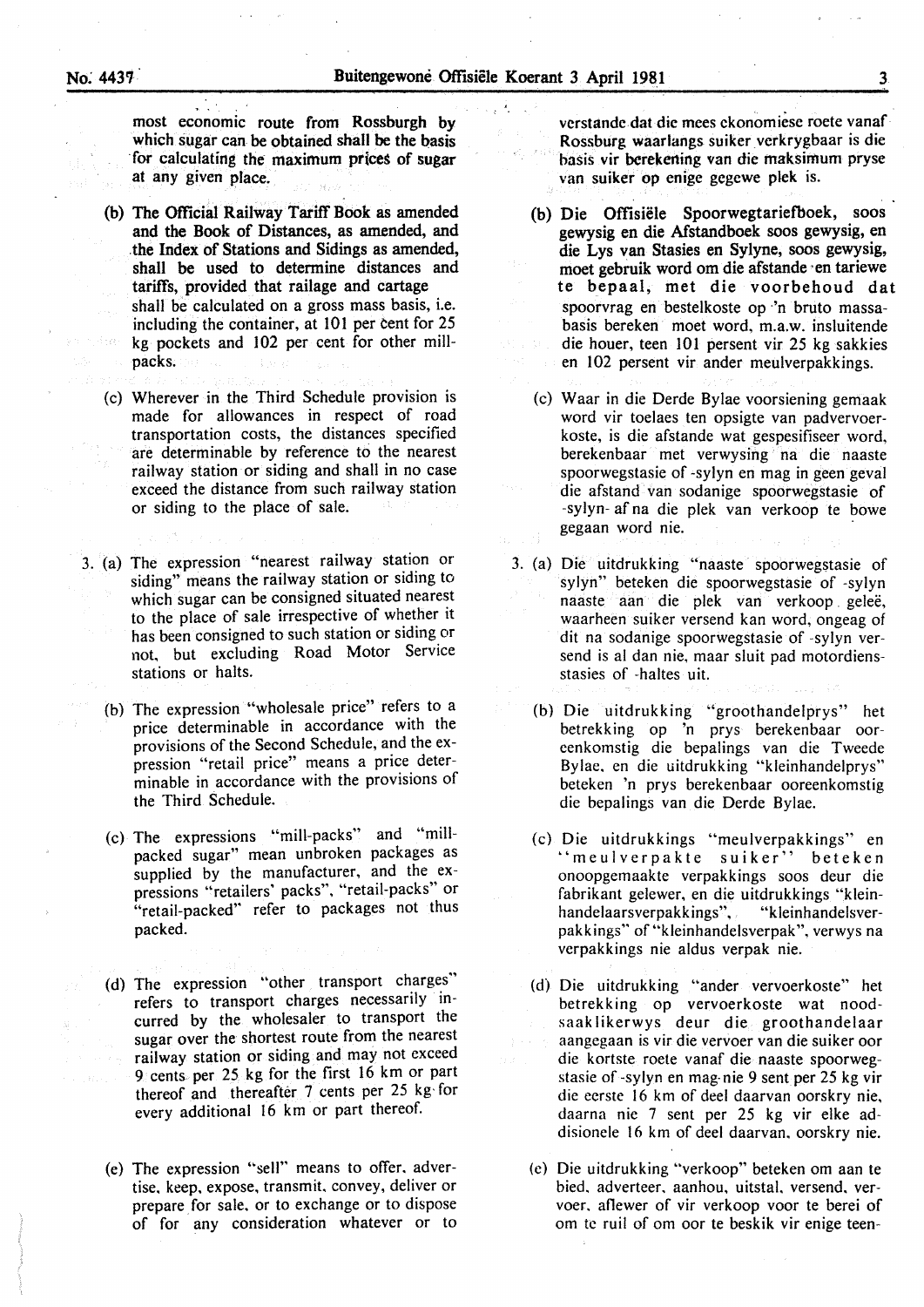most economic route from Rossburgh by which sugar can be obtained shall be the basis for calculating the maximum prices of sugar at any given place.

(b) The Official Railway Tariff Book as amended and the Book of Distances, as amended, and the Index of Stations and Sidings as amended, shall be used to determine distances and tariffs, provided that railage and cartage shall be calculated on a gross mass basis, i.e. including the container, at 101 per cent for 25 kg pockets and 102 per cent for other mill-packs.

(c) Wherever in the Third Schedule provision is made for allowances in respect of road transportation costs, the distances specified are determinable by reference to the nearest railway station or siding and shall in no case exceed the distance from such railway station or siding to the place of sale.

3. (a) The expression "nearest railway station or siding" means the railway station or siding to which sugar can be consigned situated nearest to the place of sale irrespective of whether it has been consigned to such station or siding or not, but excluding Road Motor Service stations or halts.

(b) The expression "wholesale price" refers to a price determinable in accordance with the provisions of the Second Schedule, and the expression "retail price" means a price determinable in accordance with the provisions of the Third Schedule.

(c) The expressions "mill-packs" and "mill-packed sugar" mean unbroken packages as supplied by the manufacturer, and the expressions "retailers' packs", "retail-packs" or "retail-packed" refer to packages not thus packed.

(d) The expression "other transport charges" refers to transport charges necessarily incurred by the wholesaler to transport the sugar over the shortest route from the nearest railway station or siding and may not exceed 9 cents per 25 kg for the first 16 km or part thereof and thereafter 7 cents per 25 kg for every additional 16 km or part thereof.

(e) The expression "sell" means to offer, advertise, keep, expose, transmit, convey, deliver or prepare for sale, or to exchange or to dispose of for any consideration whatever or to

verstande dat die mees ekonomiese roete vanaf Rossburg waarlangs suiker verkrygbaar is die basis vir berekening van die maksimum pryse van suiker op enige gegewe plek is.

(b) Die Offisiële Spoorwegtariefboek, soos gewysig en die Afstandboek soos gewysig, en die Lys van Stasies en Sylyne, soos gewysig, moet gebruik word om die afstande en tariewe te bepaal, met die voorbehoud dat spoorvrag en bestelkoste op 'n bruto massabasis bereken moet word, m.a.w. insluitende die houer, teen 101 persent vir 25 kg sakkies en 102 persent vir ander meulverpakkings.

(c) Waar in die Derde Bylae voorsiening gemaak word vir toelaes ten opsigte van padvervoerkoste, is die afstande wat gespesifiseer word, berekenbaar met verwysing na die naaste spoorwegstasie of -sylyn en mag in geen geval die afstand van sodanige spoorwegstasie of -sylyn af na die plek van verkoop te bowe gegaan word nie.

3. (a) Die uitdrukking "naaste spoorwegstasie of sylyn" beteken die spoorwegstasie of -sylyn naaste aan die plek van verkoop geleë, waarheen suiker versend kan word, ongeag of dit na sodanige spoorwegstasie of -sylyn versend is al dan nie, maar sluit pad motordiensstasies of -haltes uit.

(b) Die uitdrukking "groothandelprys" het betrekking op 'n prys berekenbaar ooreenkomstig die bepalings van die Tweede Bylae, en die uitdrukking "kleinhandelprys" beteken 'n prys berekenbaar ooreenkomstig die bepalings van die Derde Bylae.

(c) Die uitdrukkings "meulverpakkings" en "meulverpakte suiker" beteken onoopgemaakte verpakkings soos deur die fabrikant gelewer, en die uitdrukkings "kleinhandelaarsverpakkings", "kleinhandelsverpakkings" of "kleinhandelsverpak", verwys na verpakkings nie aldus verpak nie.

(d) Die uitdrukking "ander vervoerkoste" het betrekking op vervoerkoste wat noodsaaklikerwys deur die groothandelaar aangegaan is vir die vervoer van die suiker oor die kortste roete vanaf die naaste spoorwegstasie of -sylyn en mag nie 9 sent per 25 kg vir die eerste 16 km of deel daarvan oorskry nie, daarna nie 7 sent per 25 kg vir elke addisionele 16 km of deel daarvan, oorskry nie.

(e) Die uitdrukking "verkoop" beteken om aan te bied, adverteer, aanhou, uitstal, versend, vervoer, aflewer of vir verkoop voor te berei of om te ruil of om oor te beskik vir enige teen-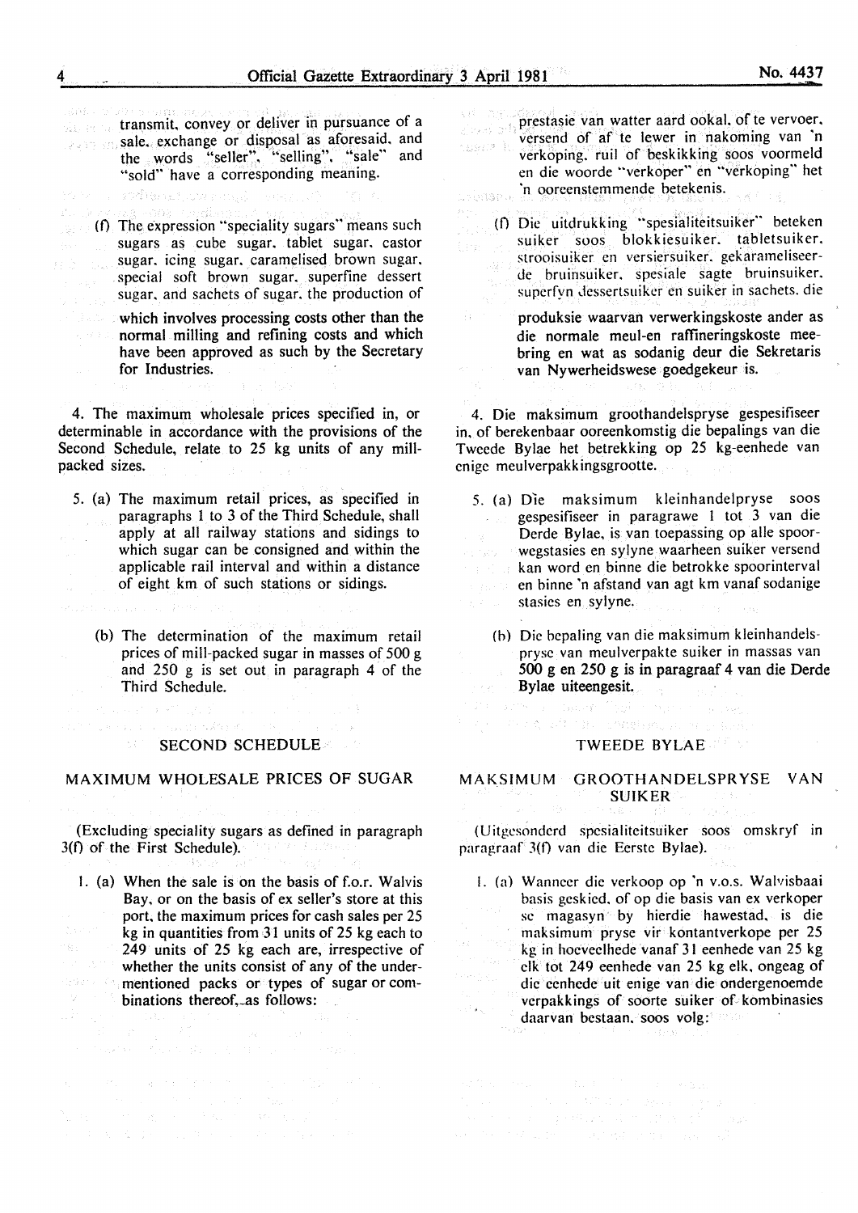transmit, convey or deliver in pursuance of a sale, exchange or disposal as aforesaid, and the words "seller", "selling", "sale" and "sold" have a corresponding meaning.

(f) The expression "speciality sugars" means such sugars as cube sugar, tablet sugar, castor sugar, icing sugar, caramelised brown sugar, special soft brown sugar, superfine dessert sugar, and sachets of sugar, the production of which involves processing costs other than the normal milling and refining costs and which have been approved as such by the Secretary for Industries.

4. The maximum wholesale prices specified in, or determinable in accordance with the provisions of the Second Schedule, relate to 25 kg units of any mill-packed sizes.

5. (a) The maximum retail prices, as specified in paragraphs 1 to 3 of the Third Schedule, shall apply at all railway stations and sidings to which sugar can be consigned and within the applicable rail interval and within a distance of eight km of such stations or sidings.

(b) The determination of the maximum retail prices of mill-packed sugar in masses of 500 g and 250 g is set out in paragraph 4 of the Third Schedule.

## SECOND SCHEDULE

### MAXIMUM WHOLESALE PRICES OF SUGAR

(Excluding speciality sugars as defined in paragraph 3(f) of the First Schedule).

1. (a) When the sale is on the basis of f.o.r. Walvis Bay, or on the basis of ex seller's store at this port, the maximum prices for cash sales per 25 kg in quantities from 31 units of 25 kg each to 249 units of 25 kg each are, irrespective of whether the units consist of any of the undermentioned packs or types of sugar or combinations thereof, as follows:

prestasie van watter aard ookal, of te vervoer, versend of af te lewer in nakoming van 'n verkoping, ruil of beskikking soos voormeld en die woorde "verkoper" en "verkoping" het 'n ooreenstemmende betekenis.

(f) Die uitdrukking "spesialiteitsuiker" beteken suiker soos blokkiesuiker, tabletsuiker, strooisuiker en versiersuiker, gekarameliseerde bruinsuiker, spesiale sagte bruinsuiker, superfyn dessertsuiker en suiker in sachets, die produksie waarvan verwerkingskoste ander as die normale meul-en raffineringskoste meebring en wat as sodanig deur die Sekretaris van Nywerheidswese goedgekeur is.

4. Die maksimum groothandelspryse gespesifiseer in, of berekenbaar ooreenkomstig die bepalings van die Tweede Bylae het betrekking op 25 kg-eenhede van enige meulverpakkingsgrootte.

5. (a) Die maksimum kleinhandelpryse soos gespesifiseer in paragrawe 1 tot 3 van die Derde Bylae, is van toepassing op alle spoorwegstasies en sylyne waarheen suiker versend kan word en binne die betrokke spoorinterval en binne 'n afstand van agt km vanaf sodanige stasies en sylyne.

(b) Die bepaling van die maksimum kleinhandelspryse van meulverpakte suiker in massas van 500 g en 250 g is in paragraaf 4 van die Derde Bylae uiteengesit.

## TWEEDE BYLAE

### MAKSIMUM GROOTHANDELSPRYSE VAN SUIKER

(Uitgesonderd spesialiteitsuiker soos omskryf in paragraaf 3(f) van die Eerste Bylae).

1. (a) Wanneer die verkoop op 'n v.o.s. Walvisbaai basis geskied, of op die basis van ex verkoper se magasyn by hierdie hawestad, is die maksimum pryse vir kontantverkope per 25 kg in hoeveelhede vanaf 31 eenhede van 25 kg elk tot 249 eenhede van 25 kg elk, ongeag of die eenhede uit enige van die ondergenoemde verpakkings of soorte suiker of kombinasies daarvan bestaan, soos volg: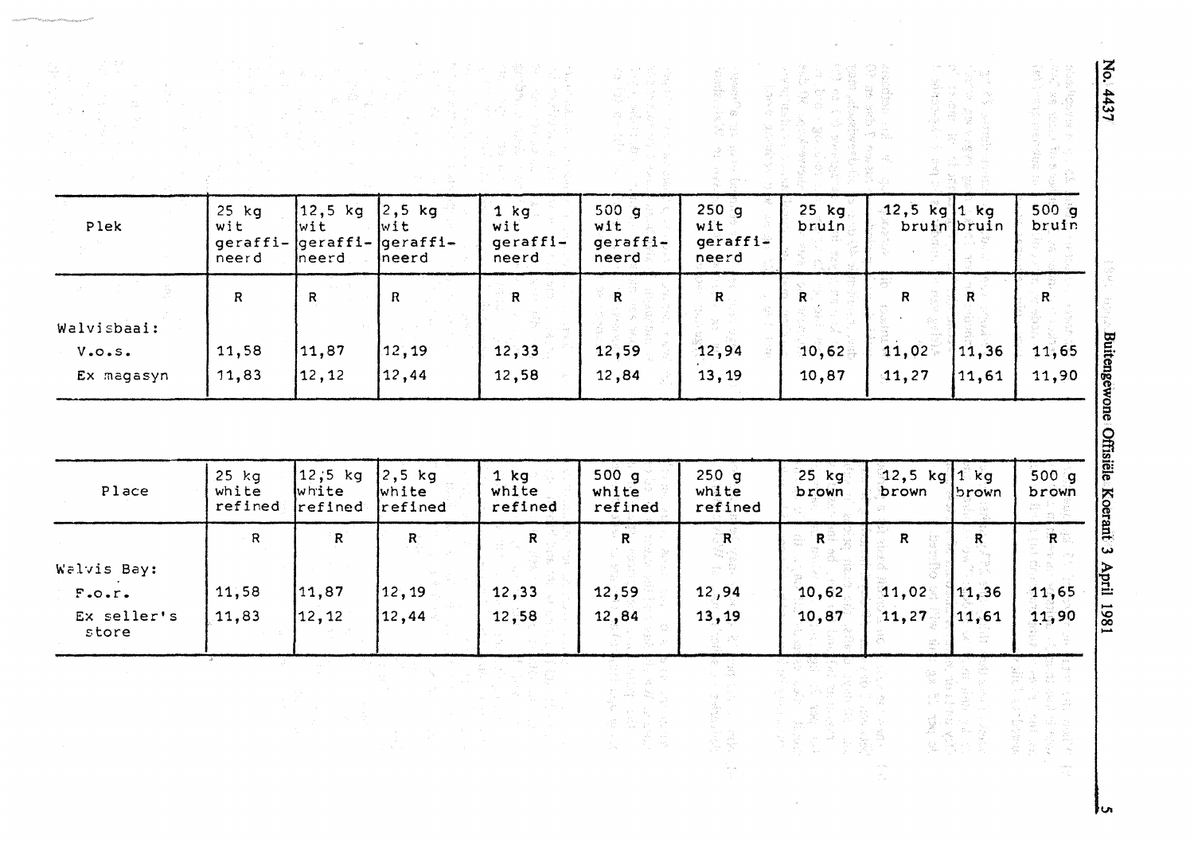| Plek | 25 kg wit geraffineerd | 12,5 kg wit geraffineerd | 2,5 kg wit geraffineerd | 1 kg wit geraffineerd | 500 g wit geraffineerd | 250 g wit geraffineerd | 25 kg bruin | 12,5 kg bruin | 1 kg bruin | 500 g bruin |
|---|---|---|---|---|---|---|---|---|---|---|
| | R | R | R | R | R | R | R | R | R | R |
| Walvisbaai: | | | | | | | | | | |
| V.o.s. | 11,58 | 11,87 | 12,19 | 12,33 | 12,59 | 12,94 | 10,62 | 11,02 | 11,36 | 11,65 |
| Ex magasyn | 11,83 | 12,12 | 12,44 | 12,58 | 12,84 | 13,19 | 10,87 | 11,27 | 11,61 | 11,90 |

| Place | 25 kg white refined | 12,5 kg white refined | 2,5 kg white refined | 1 kg white refined | 500 g white refined | 250 g white refined | 25 kg brown | 12,5 kg brown | 1 kg brown | 500 g brown |
|---|---|---|---|---|---|---|---|---|---|---|
| | R | R | R | R | R | R | R | R | R | R |
| Walvis Bay: | | | | | | | | | | |
| F.o.r. | 11,58 | 11,87 | 12,19 | 12,33 | 12,59 | 12,94 | 10,62 | 11,02 | 11,36 | 11,65 |
| Ex seller's store | 11,83 | 12,12 | 12,44 | 12,58 | 12,84 | 13,19 | 10,87 | 11,27 | 11,61 | 11,90 |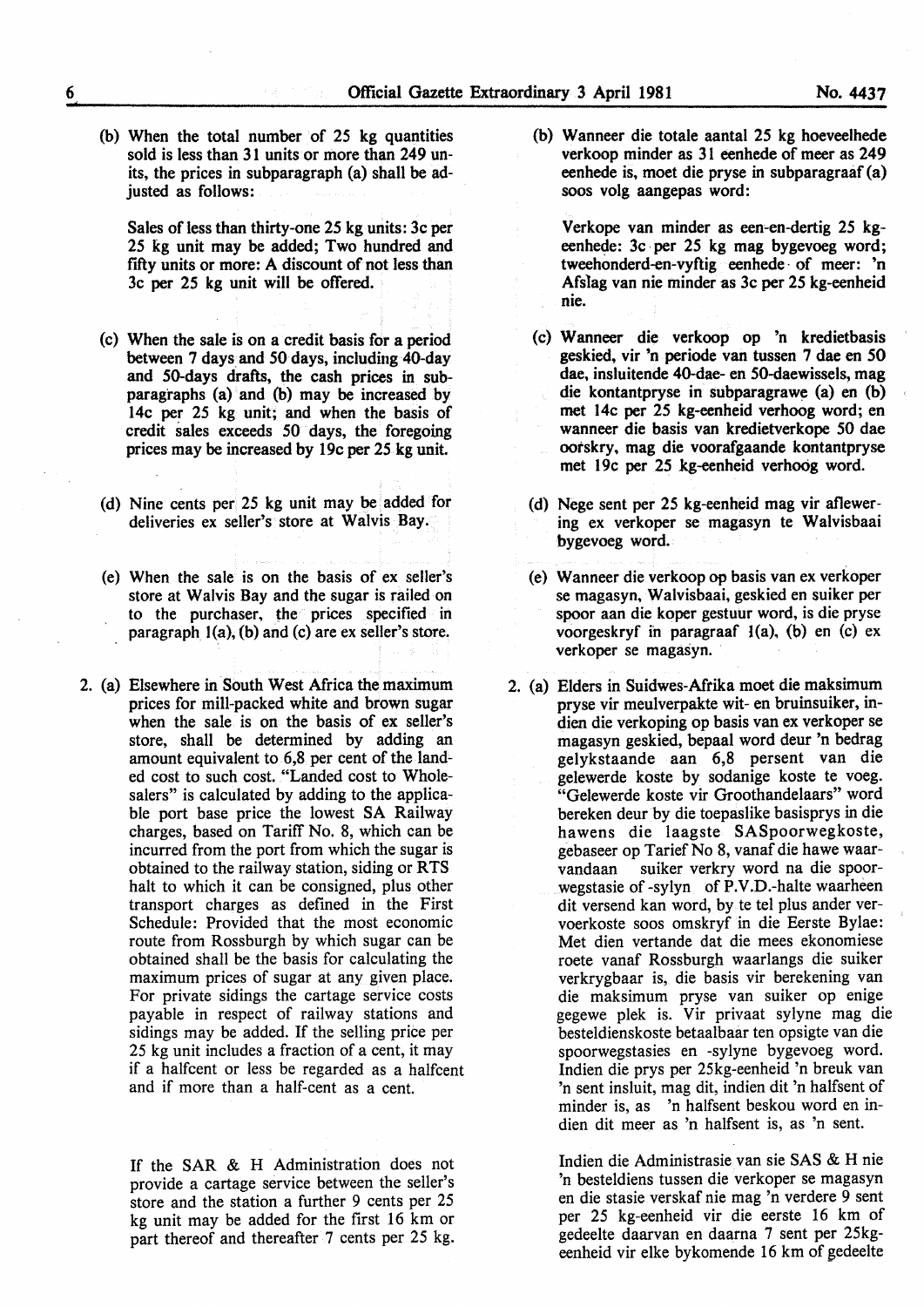(b) When the total number of 25 kg quantities sold is less than 31 units or more than 249 units, the prices in subparagraph (a) shall be adjusted as follows:

Sales of less than thirty-one 25 kg units: 3c per 25 kg unit may be added; Two hundred and fifty units or more: A discount of not less than 3c per 25 kg unit will be offered.

(c) When the sale is on a credit basis for a period between 7 days and 50 days, including 40-day and 50-days drafts, the cash prices in subparagraphs (a) and (b) may be increased by 14c per 25 kg unit; and when the basis of credit sales exceeds 50 days, the foregoing prices may be increased by 19c per 25 kg unit.

(d) Nine cents per 25 kg unit may be added for deliveries ex seller's store at Walvis Bay.

(e) When the sale is on the basis of ex seller's store at Walvis Bay and the sugar is railed on to the purchaser, the prices specified in paragraph 1(a), (b) and (c) are ex seller's store.

2\. (a) Elsewhere in South West Africa the maximum prices for mill-packed white and brown sugar when the sale is on the basis of ex seller's store, shall be determined by adding an amount equivalent to 6,8 per cent of the landed cost to such cost. "Landed cost to Wholesalers" is calculated by adding to the applicable port base price the lowest SA Railway charges, based on Tariff No. 8, which can be incurred from the port from which the sugar is obtained to the railway station, siding or RTS halt to which it can be consigned, plus other transport charges as defined in the First Schedule: Provided that the most economic route from Rossburgh by which sugar can be obtained shall be the basis for calculating the maximum prices of sugar at any given place. For private sidings the cartage service costs payable in respect of railway stations and sidings may be added. If the selling price per 25 kg unit includes a fraction of a cent, it may if a halfcent or less be regarded as a halfcent and if more than a half-cent as a cent.

If the SAR & H Administration does not provide a cartage service between the seller's store and the station a further 9 cents per 25 kg unit may be added for the first 16 km or part thereof and thereafter 7 cents per 25 kg.

(b) Wanneer die totale aantal 25 kg hoeveelhede verkoop minder as 31 eenhede of meer as 249 eenhede is, moet die pryse in subparagraaf (a) soos volg aangepas word:

Verkope van minder as een-en-dertig 25 kg-eenhede: 3c per 25 kg mag bygevoeg word; tweehonderd-en-vyftig eenhede of meer: 'n Afslag van nie minder as 3c per 25 kg-eenheid nie.

(c) Wanneer die verkoop op 'n kredietbasis geskied, vir 'n periode van tussen 7 dae en 50 dae, insluitende 40-dae- en 50-daewissels, mag die kontantpryse in subparagrawe (a) en (b) met 14c per 25 kg-eenheid verhoog word; en wanneer die basis van kredietverkope 50 dae oorskry, mag die voorafgaande kontantpryse met 19c per 25 kg-eenheid verhoog word.

(d) Nege sent per 25 kg-eenheid mag vir aflewering ex verkoper se magasyn te Walvisbaai bygevoeg word.

(e) Wanneer die verkoop op basis van ex verkoper se magasyn, Walvisbaai, geskied en suiker per spoor aan die koper gestuur word, is die pryse voorgeskryf in paragraaf 1(a), (b) en (c) ex verkoper se magasyn.

2\. (a) Elders in Suidwes-Afrika moet die maksimum pryse vir meulverpakte wit- en bruinsuiker, indien die verkoping op basis van ex verkoper se magasyn geskied, bepaal word deur 'n bedrag gelykstaande aan 6,8 persent van die gelewerde koste by sodanige koste te voeg. "Gelewerde koste vir Groothandelaars" word bereken deur by die toepaslike basisprys in die hawens die laagste SASpoorwegkoste, gebaseer op Tarief No 8, vanaf die hawe waarvandaan suiker verkry word na die spoorwegstasie of -sylyn of P.V.D.-halte waarheen dit versend kan word, by te tel plus ander vervoerkoste soos omskryf in die Eerste Bylae: Met dien vertande dat die mees ekonomiese roete vanaf Rossburgh waarlangs die suiker verkrygbaar is, die basis vir berekening van die maksimum pryse van suiker op enige gegewe plek is. Vir privaat sylyne mag die besteldienskoste betaalbaar ten opsigte van die spoorwegstasies en -sylyne bygevoeg word. Indien die prys per 25kg-eenheid 'n breuk van 'n sent insluit, mag dit, indien dit 'n halfsent of minder is, as 'n halfsent beskou word en indien dit meer as 'n halfsent is, as 'n sent.

Indien die Administrasie van sie SAS & H nie 'n besteldiens tussen die verkoper se magasyn en die stasie verskaf nie mag 'n verdere 9 sent per 25 kg-eenheid vir die eerste 16 km of gedeelte daarvan en daarna 7 sent per 25kg-eenheid vir elke bykomende 16 km of gedeelte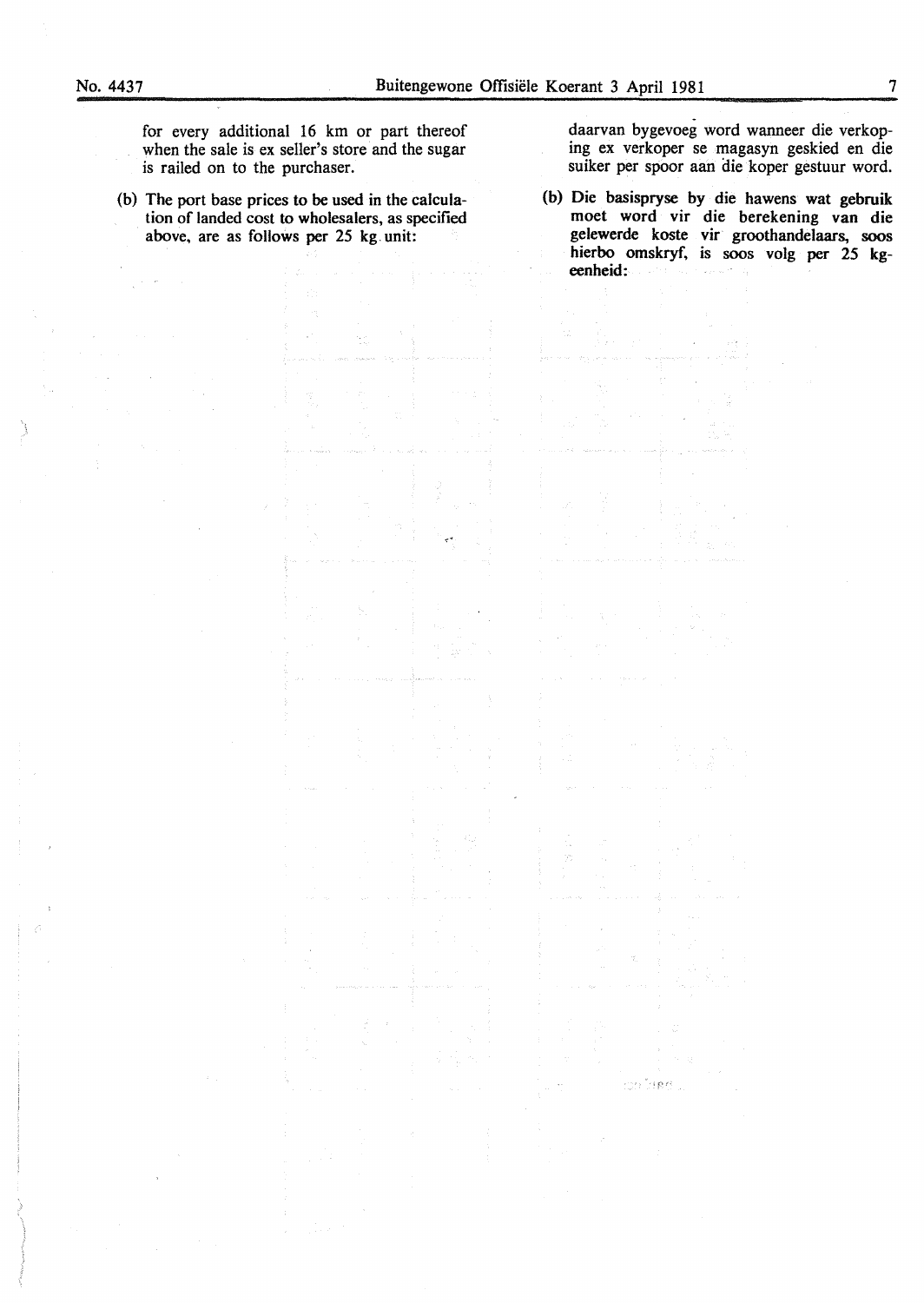for every additional 16 km or part thereof when the sale is ex seller's store and the sugar is railed on to the purchaser.

(b) The port base prices to be used in the calculation of landed cost to wholesalers, as specified above, are as follows per 25 kg unit:

daarvan bygevoeg word wanneer die verkoping ex verkoper se magasyn geskied en die suiker per spoor aan die koper gestuur word.

(b) Die basispryse by die hawens wat gebruik moet word vir die berekening van die gelewerde koste vir groothandelaars, soos hierbo omskryf, is soos volg per 25 kg-eenheid: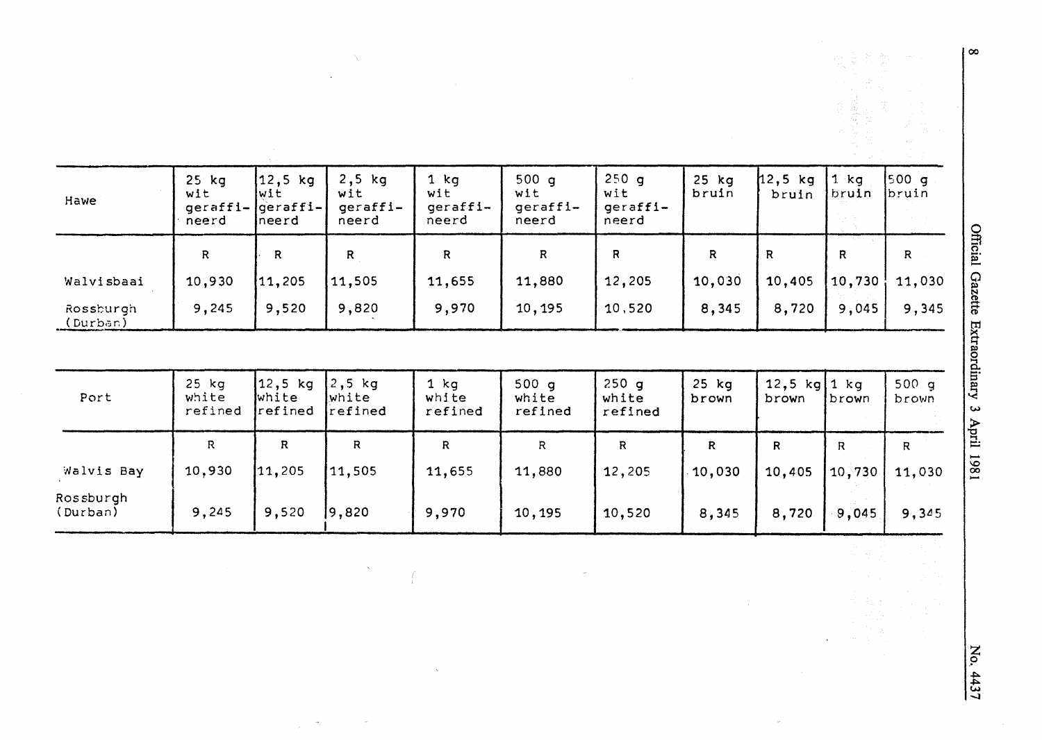| Hawe | 25 kg wit geraffi- neerd | 12,5 kg wit geraffi- neerd | 2,5 kg wit geraffi- neerd | 1 kg wit geraffi- neerd | 500 g wit geraffi- neerd | 250 g wit geraffi- neerd | 25 kg bruin | 12,5 kg bruin | 1 kg bruin | 500 g bruin |
|---|---|---|---|---|---|---|---|---|---|---|
| | R | R | R | R | R | R | R | R | R | R |
| Walvisbaai | 10,930 | 11,205 | 11,505 | 11,655 | 11,880 | 12,205 | 10,030 | 10,405 | 10,730 | 11,030 |
| Rossburgh (Durban) | 9,245 | 9,520 | 9,820 | 9,970 | 10,195 | 10,520 | 8,345 | 8,720 | 9,045 | 9,345 |

| Port | 25 kg white refined | 12,5 kg white refined | 2,5 kg white refined | 1 kg white refined | 500 g white refined | 250 g white refined | 25 kg brown | 12,5 kg brown | 1 kg brown | 500 g brown |
|---|---|---|---|---|---|---|---|---|---|---|
| | R | R | R | R | R | R | R | R | R | R |
| Walvis Bay | 10,930 | 11,205 | 11,505 | 11,655 | 11,880 | 12,205 | 10,030 | 10,405 | 10,730 | 11,030 |
| Rossburgh (Durban) | 9,245 | 9,520 | 9,820 | 9,970 | 10,195 | 10,520 | 8,345 | 8,720 | 9,045 | 9,345 |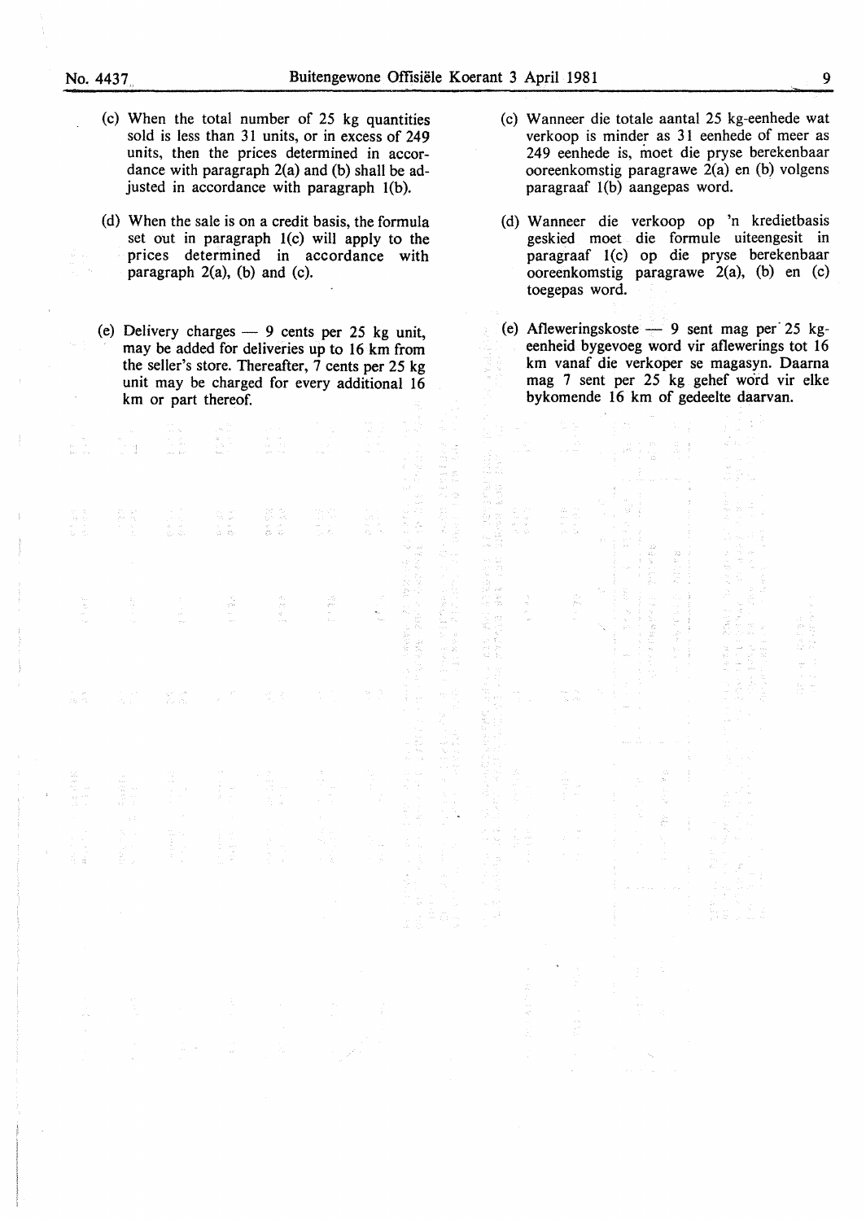(c) When the total number of 25 kg quantities sold is less than 31 units, or in excess of 249 units, then the prices determined in accordance with paragraph 2(a) and (b) shall be adjusted in accordance with paragraph 1(b).

(d) When the sale is on a credit basis, the formula set out in paragraph 1(c) will apply to the prices determined in accordance with paragraph 2(a), (b) and (c).

(e) Delivery charges — 9 cents per 25 kg unit, may be added for deliveries up to 16 km from the seller's store. Thereafter, 7 cents per 25 kg unit may be charged for every additional 16 km or part thereof.

(c) Wanneer die totale aantal 25 kg-eenhede wat verkoop is minder as 31 eenhede of meer as 249 eenhede is, moet die pryse berekenbaar ooreenkomstig paragrawe 2(a) en (b) volgens paragraaf 1(b) aangepas word.

(d) Wanneer die verkoop op 'n kredietbasis geskied moet die formule uiteengesit in paragraaf 1(c) op die pryse berekenbaar ooreenkomstig paragrawe 2(a), (b) en (c) toegepas word.

(e) Afleweringskoste — 9 sent mag per 25 kg-eenheid bygevoeg word vir aflewerings tot 16 km vanaf die verkoper se magasyn. Daarna mag 7 sent per 25 kg gehef word vir elke bykomende 16 km of gedeelte daarvan.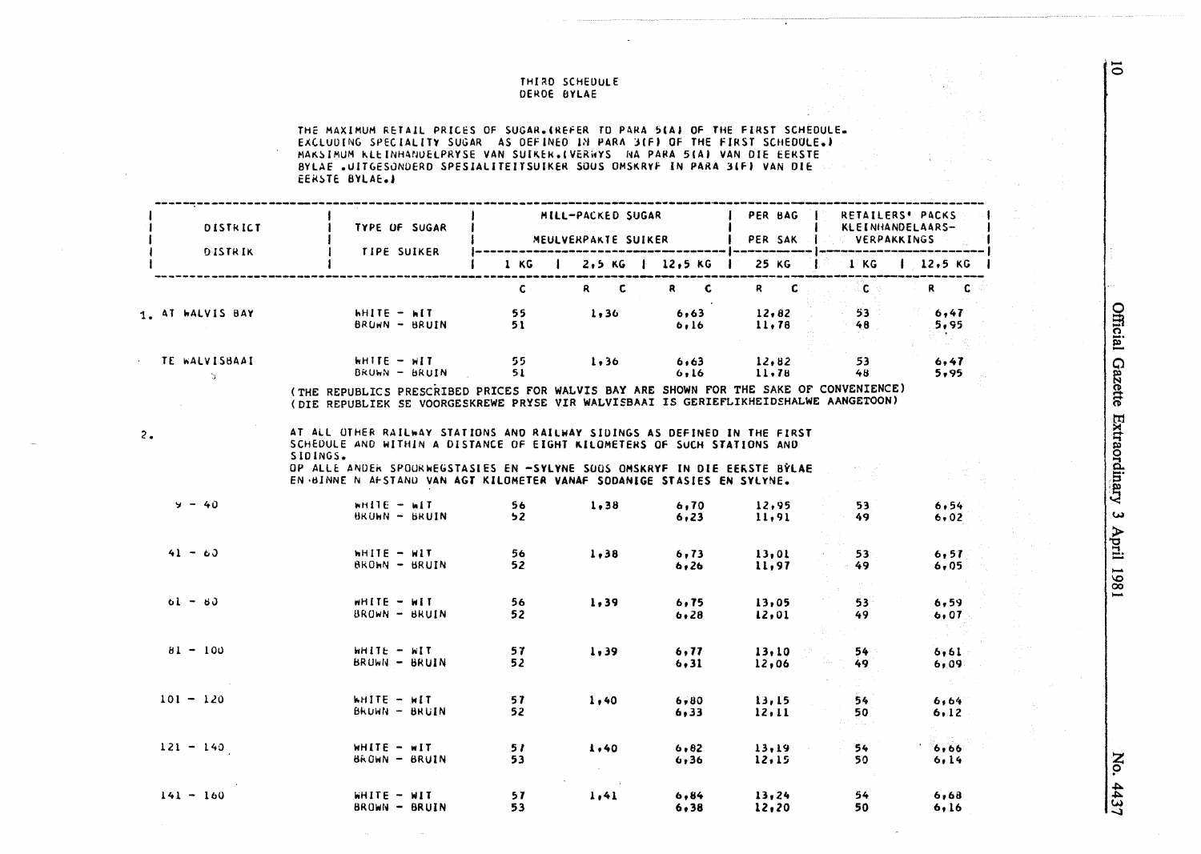THIRD SCHEDULE
DERDE BYLAE

THE MAXIMUM RETAIL PRICES OF SUGAR.(REFER TO PARA 5(A) OF THE FIRST SCHEDULE. EXCLUDING SPECIALITY SUGAR AS DEFINED IN PARA 3(F) OF THE FIRST SCHEDULE.)
MAKSIMUM KLEINHANDELPRYSE VAN SUIKER.(VERWYS NA PARA 5(A) VAN DIE EERSTE BYLAE .UITGESONDERD SPESIALITEITSUIKER SOOS OMSKRYF IN PARA 3(F) VAN DIE EERSTE BYLAE.)

| DISTRICT / DISTRIK | TYPE OF SUGAR / TIPE SUIKER | MILL-PACKED SUGAR / MEULVERPAKTE SUIKER | | | PER BAG / PER SAK | RETAILERS' PACKS / KLEINHANDELAARS-VERPAKKINGS | |
|---|---|---|---|---|---|---|---|
| | | 1 KG | 2,5 KG | 12,5 KG | 25 KG | 1 KG | 12,5 KG |
| | | C | R C | R C | R C | C | R C |
| 1. AT WALVIS BAY | WHITE - WIT | 55 | 1,36 | 6,63 | 12,82 | 53 | 6,47 |
| | BROWN - BRUIN | 51 | | 6,16 | 11,78 | 48 | 5,95 |
| TE WALVISBAAI | WHITE - WIT | 55 | 1,36 | 6,63 | 12,82 | 53 | 6,47 |
| | BROWN - BRUIN | 51 | | 6,16 | 11,78 | 48 | 5,95 |

(THE REPUBLICS PRESCRIBED PRICES FOR WALVIS BAY ARE SHOWN FOR THE SAKE OF CONVENIENCE)
(DIE REPUBLIEK SE VOORGESKREWE PRYSE VIR WALVISBAAI IS GERIEFLIKHEIDSHALWE AANGETOON)

2. AT ALL OTHER RAILWAY STATIONS AND RAILWAY SIDINGS AS DEFINED IN THE FIRST SCHEDULE AND WITHIN A DISTANCE OF EIGHT KILOMETERS OF SUCH STATIONS AND SIDINGS.
OP ALLE ANDER SPOORWEGSTASIES EN -SYLYNE SOOS OMSKRYF IN DIE EERSTE BYLAE EN BINNE N AFSTAND VAN AGT KILOMETER VANAF SODANIGE STASIES EN SYLYNE.

| DISTRICT / DISTRIK | TYPE OF SUGAR / TIPE SUIKER | 1 KG | 2,5 KG | 12,5 KG | 25 KG | 1 KG | 12,5 KG |
|---|---|---|---|---|---|---|---|
| 9 - 40 | WHITE - WIT | 56 | 1,38 | 6,70 | 12,95 | 53 | 6,54 |
| | BROWN - BRUIN | 52 | | 6,23 | 11,91 | 49 | 6,02 |
| 41 - 60 | WHITE - WIT | 56 | 1,38 | 6,73 | 13,01 | 53 | 6,57 |
| | BROWN - BRUIN | 52 | | 6,26 | 11,97 | 49 | 6,05 |
| 61 - 80 | WHITE - WIT | 56 | 1,39 | 6,75 | 13,05 | 53 | 6,59 |
| | BROWN - BRUIN | 52 | | 6,28 | 12,01 | 49 | 6,07 |
| 81 - 100 | WHITE - WIT | 57 | 1,39 | 6,77 | 13,10 | 54 | 6,61 |
| | BROWN - BRUIN | 52 | | 6,31 | 12,06 | 49 | 6,09 |
| 101 - 120 | WHITE - WIT | 57 | 1,40 | 6,80 | 13,15 | 54 | 6,64 |
| | BROWN - BRUIN | 52 | | 6,33 | 12,11 | 50 | 6,12 |
| 121 - 140 | WHITE - WIT | 57 | 1,40 | 6,82 | 13,19 | 54 | 6,66 |
| | BROWN - BRUIN | 53 | | 6,36 | 12,15 | 50 | 6,14 |
| 141 - 160 | WHITE - WIT | 57 | 1,41 | 6,84 | 13,24 | 54 | 6,68 |
| | BROWN - BRUIN | 53 | | 6,38 | 12,20 | 50 | 6,16 |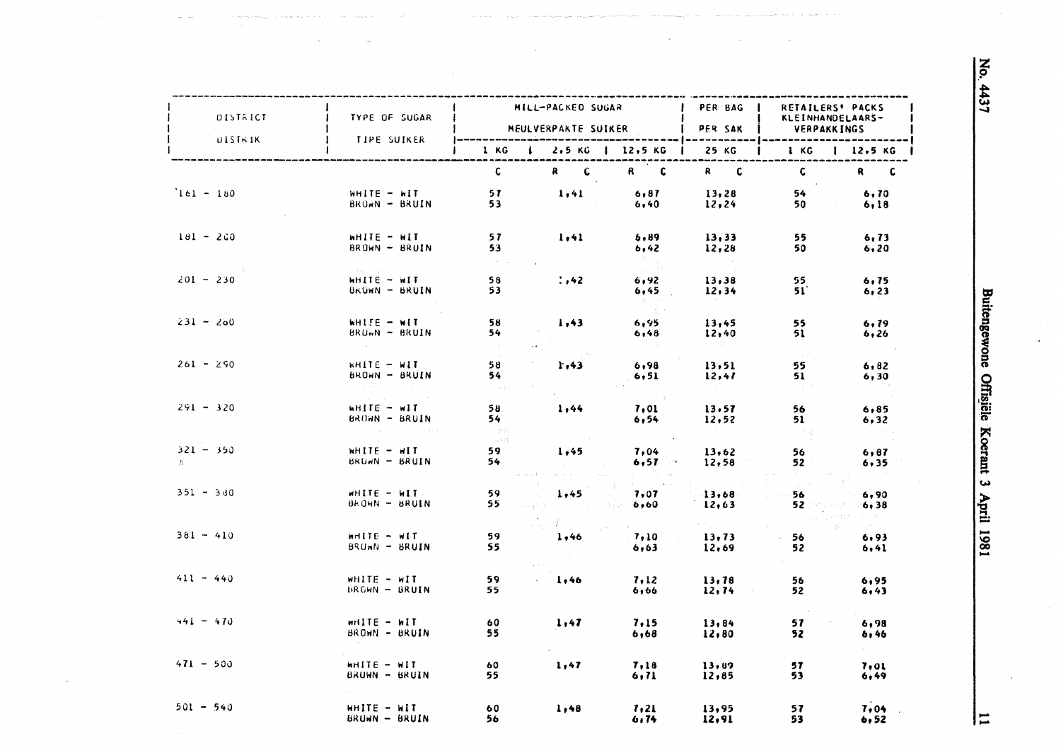| DISTRICT / DISTRIK | TYPE OF SUGAR / TIPE SUIKER | MILL-PACKED SUGAR / MEULVERPAKTE SUIKER | | | PER BAG / PER SAK | RETAILERS' PACKS / KLEINHANDELAARS-VERPAKKINGS | |
|---|---|---|---|---|---|---|---|
| | | 1 KG | 2,5 KG | 12,5 KG | 25 KG | 1 KG | 12,5 KG |
| | | C | R C | R C | R C | C | R C |
| 161 - 180 | WHITE - WIT | 57 | 1,41 | 6,87 | 13,28 | 54 | 6,70 |
| | BROWN - BRUIN | 53 | | 6,40 | 12,24 | 50 | 6,18 |
| 181 - 200 | WHITE - WIT | 57 | 1,41 | 6,89 | 13,33 | 55 | 6,73 |
| | BROWN - BRUIN | 53 | | 6,42 | 12,28 | 50 | 6,20 |
| 201 - 230 | WHITE - WIT | 58 | 1,42 | 6,92 | 13,38 | 55 | 6,75 |
| | BROWN - BRUIN | 53 | | 6,45 | 12,34 | 51 | 6,23 |
| 231 - 260 | WHITE - WIT | 58 | 1,43 | 6,95 | 13,45 | 55 | 6,79 |
| | BROWN - BRUIN | 54 | | 6,48 | 12,40 | 51 | 6,26 |
| 261 - 290 | WHITE - WIT | 58 | 1,43 | 6,98 | 13,51 | 55 | 6,82 |
| | BROWN - BRUIN | 54 | | 6,51 | 12,47 | 51 | 6,30 |
| 291 - 320 | WHITE - WIT | 58 | 1,44 | 7,01 | 13,57 | 56 | 6,85 |
| | BROWN - BRUIN | 54 | | 6,54 | 12,52 | 51 | 6,32 |
| 321 - 350 | WHITE - WIT | 59 | 1,45 | 7,04 | 13,62 | 56 | 6,87 |
| | BROWN - BRUIN | 54 | | 6,57 | 12,58 | 52 | 6,35 |
| 351 - 380 | WHITE - WIT | 59 | 1,45 | 7,07 | 13,68 | 56 | 6,90 |
| | BROWN - BRUIN | 55 | | 6,60 | 12,63 | 52 | 6,38 |
| 381 - 410 | WHITE - WIT | 59 | 1,46 | 7,10 | 13,73 | 56 | 6,93 |
| | BROWN - BRUIN | 55 | | 6,63 | 12,69 | 52 | 6,41 |
| 411 - 440 | WHITE - WIT | 59 | 1,46 | 7,12 | 13,78 | 56 | 6,95 |
| | BROWN - BRUIN | 55 | | 6,66 | 12,74 | 52 | 6,43 |
| 441 - 470 | WHITE - WIT | 60 | 1,47 | 7,15 | 13,84 | 57 | 6,98 |
| | BROWN - BRUIN | 55 | | 6,68 | 12,80 | 52 | 6,46 |
| 471 - 500 | WHITE - WIT | 60 | 1,47 | 7,18 | 13,89 | 57 | 7,01 |
| | BROWN - BRUIN | 55 | | 6,71 | 12,85 | 53 | 6,49 |
| 501 - 540 | WHITE - WIT | 60 | 1,48 | 7,21 | 13,95 | 57 | 7,04 |
| | BROWN - BRUIN | 56 | | 6,74 | 12,91 | 53 | 6,52 |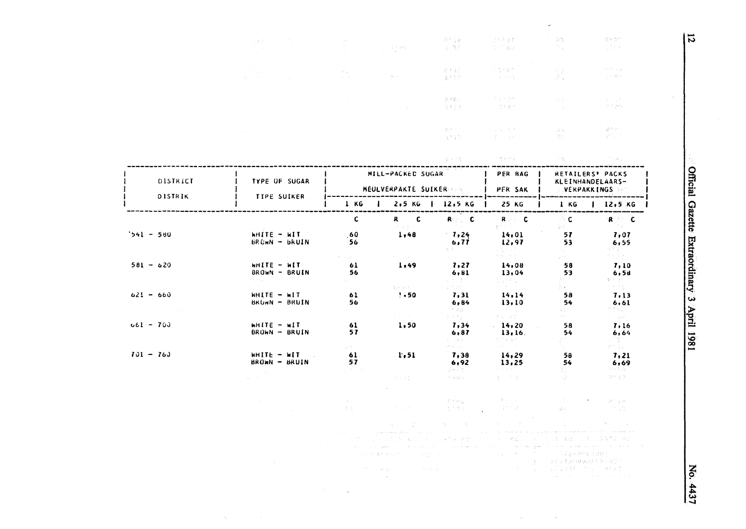| DISTRICT DISTRIK | TYPE OF SUGAR TIPE SUIKER | MILL-PACKED SUGAR MEULVERPAKTE SUIKER | | | PER BAG PER SAK | RETAILERS' PACKS KLEINHANDELAARS-VERPAKKINGS | |
|---|---|---|---|---|---|---|---|
| | | 1 KG | 2,5 KG | 12,5 KG | 25 KG | 1 KG | 12,5 KG |
| | | C | R C | R C | R C | C | R C |
| 541 – 580 | WHITE – WIT | 60 | 1,48 | 7,24 | 14,01 | 57 | 7,07 |
| | BROWN – BRUIN | 56 | | 6,77 | 12,97 | 53 | 6,55 |
| 581 – 620 | WHITE – WIT | 61 | 1,49 | 7,27 | 14,08 | 58 | 7,10 |
| | BROWN – BRUIN | 56 | | 6,81 | 13,04 | 53 | 6,58 |
| 621 – 660 | WHITE – WIT | 61 | 1,50 | 7,31 | 14,14 | 58 | 7,13 |
| | BROWN – BRUIN | 56 | | 6,84 | 13,10 | 54 | 6,61 |
| 661 – 700 | WHITE – WIT | 61 | 1,50 | 7,34 | 14,20 | 58 | 7,16 |
| | BROWN – BRUIN | 57 | | 6,87 | 13,16 | 54 | 6,64 |
| 701 – 760 | WHITE – WIT | 61 | 1,51 | 7,38 | 14,29 | 58 | 7,21 |
| | BROWN – BRUIN | 57 | | 6,92 | 13,25 | 54 | 6,69 |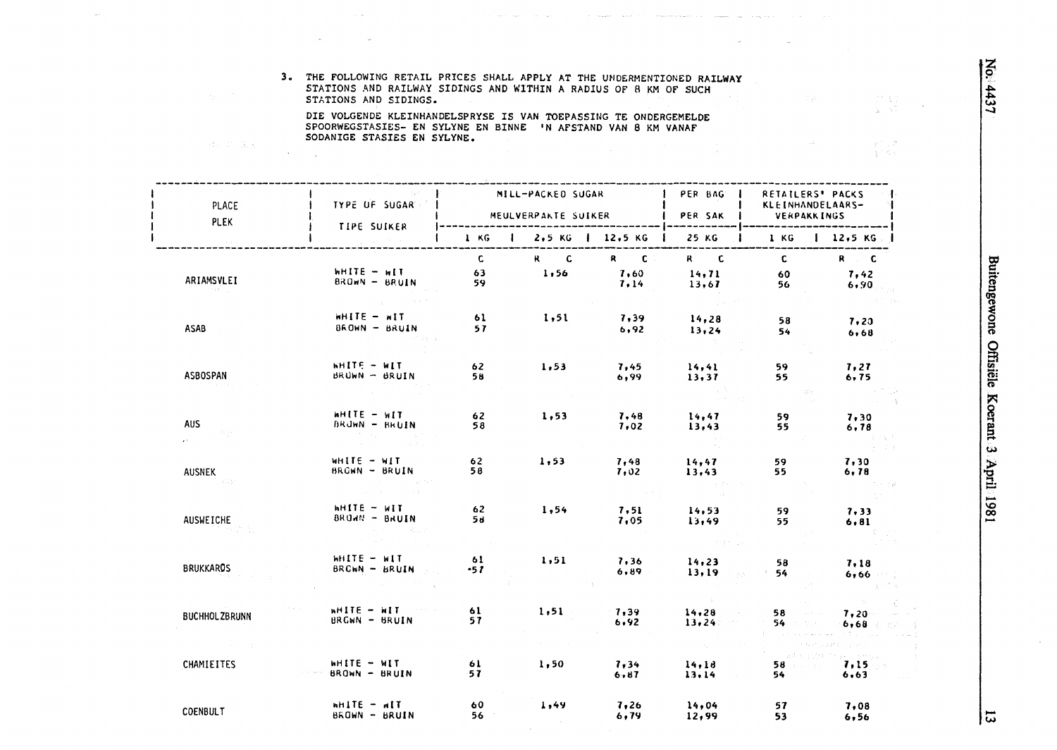3. THE FOLLOWING RETAIL PRICES SHALL APPLY AT THE UNDERMENTIONED RAILWAY STATIONS AND RAILWAY SIDINGS AND WITHIN A RADIUS OF 8 KM OF SUCH STATIONS AND SIDINGS.

DIE VOLGENDE KLEINHANDELSPRYSE IS VAN TOEPASSING TE ONDERGEMELDE SPOORWEGSTASIES- EN SYLYNE EN BINNE 'N AFSTAND VAN 8 KM VANAF SODANIGE STASIES EN SYLYNE.

| PLACE<br>PLEK | TYPE OF SUGAR<br>TIPE SUIKER | MILL-PACKED SUGAR<br>MEULVERPAKTE SUIKER | | | PER BAG<br>PER SAK | RETAILERS' PACKS<br>KLEINHANDELAARS-VERPAKKINGS | |
|---|---|---|---|---|---|---|---|
| | | 1 KG | 2,5 KG | 12,5 KG | 25 KG | 1 KG | 12,5 KG |
| | | C | R C | R C | R C | C | R C |
| ARIAMSVLEI | WHITE - WIT | 63 | 1,56 | 7,60 | 14,71 | 60 | 7,42 |
| | BROWN - BRUIN | 59 | | 7,14 | 13,67 | 56 | 6,90 |
| ASAB | WHITE - WIT | 61 | 1,51 | 7,39 | 14,28 | 58 | 7,20 |
| | BROWN - BRUIN | 57 | | 6,92 | 13,24 | 54 | 6,68 |
| ASBOSPAN | WHITE - WIT | 62 | 1,53 | 7,45 | 14,41 | 59 | 7,27 |
| | BROWN - BRUIN | 58 | | 6,99 | 13,37 | 55 | 6,75 |
| AUS | WHITE - WIT | 62 | 1,53 | 7,48 | 14,47 | 59 | 7,30 |
| | BROWN - BRUIN | 58 | | 7,02 | 13,43 | 55 | 6,78 |
| AUSNEK | WHITE - WIT | 62 | 1,53 | 7,48 | 14,47 | 59 | 7,30 |
| | BROWN - BRUIN | 58 | | 7,02 | 13,43 | 55 | 6,78 |
| AUSWEICHE | WHITE - WIT | 62 | 1,54 | 7,51 | 14,53 | 59 | 7,33 |
| | BROWN - BRUIN | 58 | | 7,05 | 13,49 | 55 | 6,81 |
| BRUKKAROS | WHITE - WIT | 61 | 1,51 | 7,36 | 14,23 | 58 | 7,18 |
| | BROWN - BRUIN | 57 | | 6,89 | 13,19 | 54 | 6,66 |
| BUCHHOLZBRUNN | WHITE - WIT | 61 | 1,51 | 7,39 | 14,28 | 58 | 7,20 |
| | BROWN - BRUIN | 57 | | 6,92 | 13,24 | 54 | 6,68 |
| CHAMIEITES | WHITE - WIT | 61 | 1,50 | 7,34 | 14,18 | 58 | 7,15 |
| | BROWN - BRUIN | 57 | | 6,87 | 13,14 | 54 | 6,63 |
| COENBULT | WHITE - WIT | 60 | 1,49 | 7,26 | 14,04 | 57 | 7,08 |
| | BROWN - BRUIN | 56 | | 6,79 | 12,99 | 53 | 6,56 |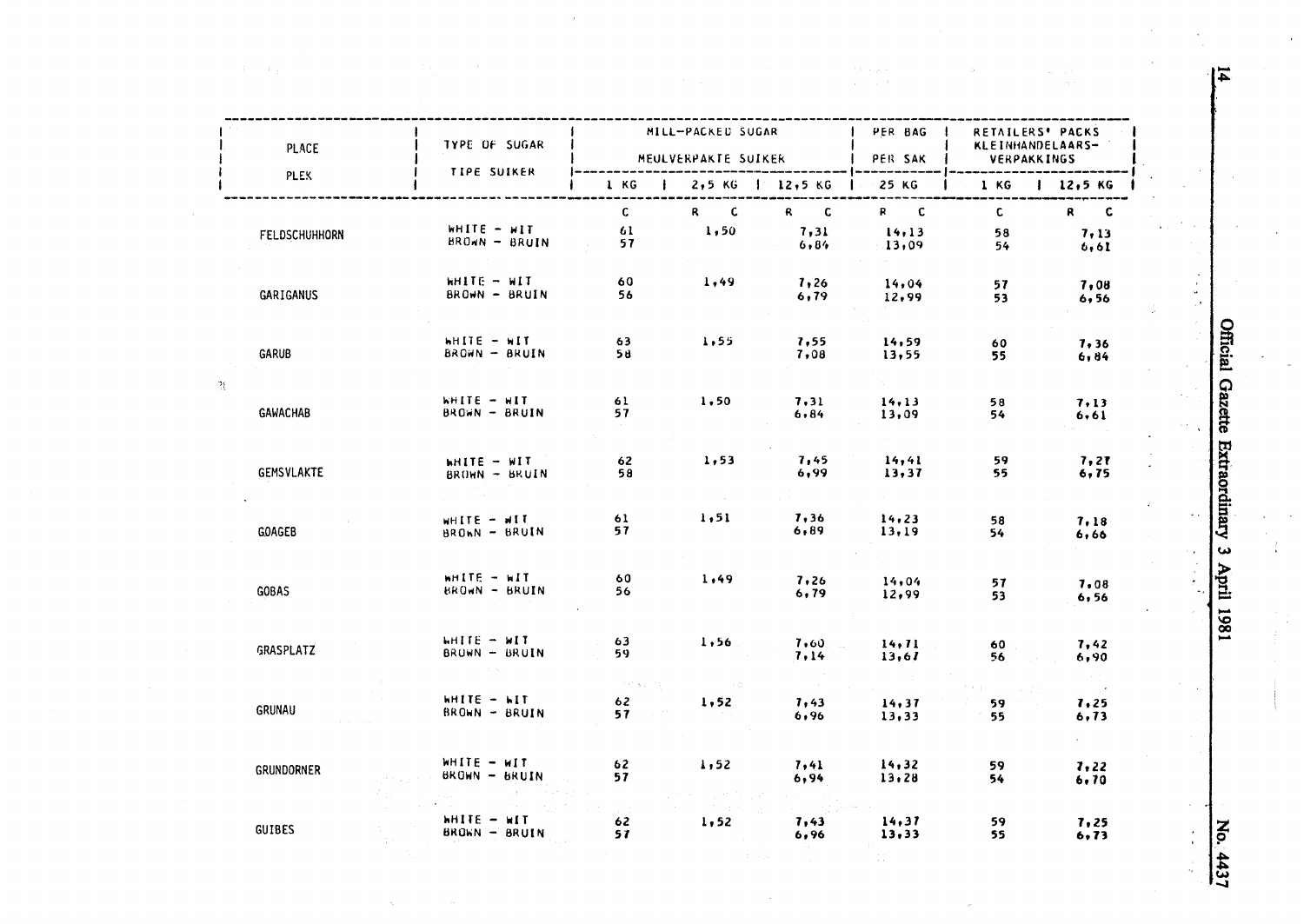| PLACE / PLEK | TYPE OF SUGAR / TIPE SUIKER | MILL-PACKED SUGAR / MEULVERPAKTE SUIKER | | | PER BAG / PER SAK | RETAILERS' PACKS / KLEINHANDELAARS-VERPAKKINGS | |
|---|---|---|---|---|---|---|---|
| | | 1 KG | 2,5 KG | 12,5 KG | 25 KG | 1 KG | 12,5 KG |
| | | C | R C | R C | R C | C | R C |
| FELDSCHUHHORN | WHITE - WIT | 61 | 1,50 | 7,31 | 14,13 | 58 | 7,13 |
| | BROWN - BRUIN | 57 | | 6,84 | 13,09 | 54 | 6,61 |
| GARIGANUS | WHITE - WIT | 60 | 1,49 | 7,26 | 14,04 | 57 | 7,08 |
| | BROWN - BRUIN | 56 | | 6,79 | 12,99 | 53 | 6,56 |
| GARUB | WHITE - WIT | 63 | 1,55 | 7,55 | 14,59 | 60 | 7,36 |
| | BROWN - BRUIN | 58 | | 7,08 | 13,55 | 55 | 6,84 |
| GAWACHAB | WHITE - WIT | 61 | 1,50 | 7,31 | 14,13 | 58 | 7,13 |
| | BROWN - BRUIN | 57 | | 6,84 | 13,09 | 54 | 6,61 |
| GEMSVLAKTE | WHITE - WIT | 62 | 1,53 | 7,45 | 14,41 | 59 | 7,27 |
| | BROWN - BRUIN | 58 | | 6,99 | 13,37 | 55 | 6,75 |
| GOAGEB | WHITE - WIT | 61 | 1,51 | 7,36 | 14,23 | 58 | 7,18 |
| | BROWN - BRUIN | 57 | | 6,89 | 13,19 | 54 | 6,66 |
| GOBAS | WHITE - WIT | 60 | 1,49 | 7,26 | 14,04 | 57 | 7,08 |
| | BROWN - BRUIN | 56 | | 6,79 | 12,99 | 53 | 6,56 |
| GRASPLATZ | WHITE - WIT | 63 | 1,56 | 7,60 | 14,71 | 60 | 7,42 |
| | BROWN - BRUIN | 59 | | 7,14 | 13,67 | 56 | 6,90 |
| GRUNAU | WHITE - WIT | 62 | 1,52 | 7,43 | 14,37 | 59 | 7,25 |
| | BROWN - BRUIN | 57 | | 6,96 | 13,33 | 55 | 6,73 |
| GRUNDORNER | WHITE - WIT | 62 | 1,52 | 7,41 | 14,32 | 59 | 7,22 |
| | BROWN - BRUIN | 57 | | 6,94 | 13,28 | 54 | 6,70 |
| GUIBES | WHITE - WIT | 62 | 1,52 | 7,43 | 14,37 | 59 | 7,25 |
| | BROWN - BRUIN | 57 | | 6,96 | 13,33 | 55 | 6,73 |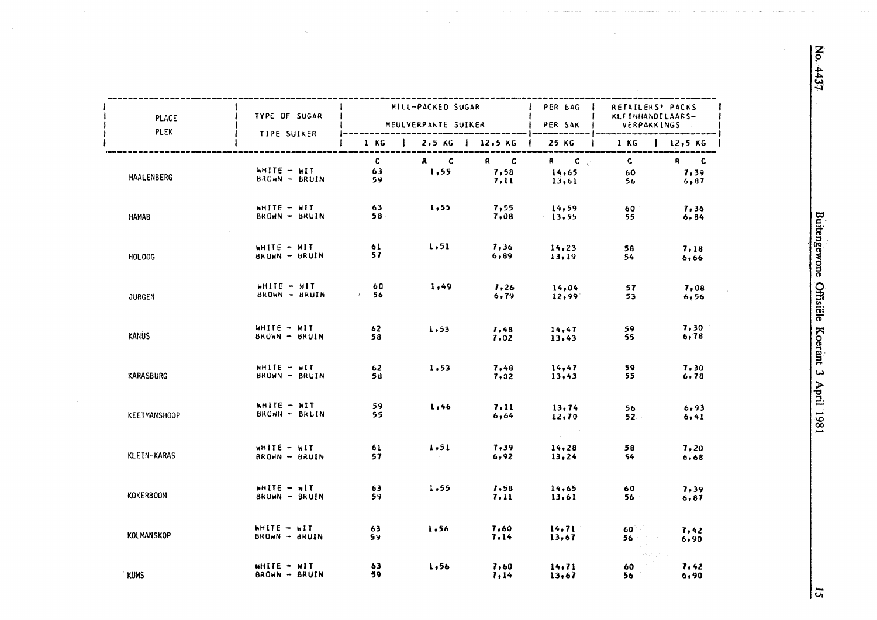| PLACE<br>PLEK | TYPE OF SUGAR<br>TIPE SUIKER | MILL-PACKED SUGAR<br>MEULVERPAKTE SUIKER | | | PER BAG<br>PER SAK | RETAILERS' PACKS<br>KLEINHANDELAARS-VERPAKKINGS | |
|---|---|---|---|---|---|---|---|
| | | 1 KG | 2,5 KG | 12,5 KG | 25 KG | 1 KG | 12,5 KG |
| | | C | R C | R C | R C | C | R C |
| HAALENBERG | WHITE - WIT | 63 | 1,55 | 7,58 | 14,65 | 60 | 7,39 |
| | BROWN - BRUIN | 59 | | 7,11 | 13,61 | 56 | 6,87 |
| HAMAB | WHITE - WIT | 63 | 1,55 | 7,55 | 14,59 | 60 | 7,36 |
| | BROWN - BRUIN | 58 | | 7,08 | 13,55 | 55 | 6,84 |
| HOLOOG | WHITE - WIT | 61 | 1,51 | 7,36 | 14,23 | 58 | 7,18 |
| | BROWN - BRUIN | 57 | | 6,89 | 13,19 | 54 | 6,66 |
| JURGEN | WHITE - WIT | 60 | 1,49 | 7,26 | 14,04 | 57 | 7,08 |
| | BROWN - BRUIN | 56 | | 6,79 | 12,99 | 53 | 6,56 |
| KANUS | WHITE - WIT | 62 | 1,53 | 7,48 | 14,47 | 59 | 7,30 |
| | BROWN - BRUIN | 58 | | 7,02 | 13,43 | 55 | 6,78 |
| KARASBURG | WHITE - WIT | 62 | 1,53 | 7,48 | 14,47 | 59 | 7,30 |
| | BROWN - BRUIN | 58 | | 7,02 | 13,43 | 55 | 6,78 |
| KEETMANSHOOP | WHITE - WIT | 59 | 1,46 | 7,11 | 13,74 | 56 | 6,93 |
| | BROWN - BRUIN | 55 | | 6,64 | 12,70 | 52 | 6,41 |
| KLEIN-KARAS | WHITE - WIT | 61 | 1,51 | 7,39 | 14,28 | 58 | 7,20 |
| | BROWN - BRUIN | 57 | | 6,92 | 13,24 | 54 | 6,68 |
| KOKERBOOM | WHITE - WIT | 63 | 1,55 | 7,58 | 14,65 | 60 | 7,39 |
| | BROWN - BRUIN | 59 | | 7,11 | 13,61 | 56 | 6,87 |
| KOLMANSKOP | WHITE - WIT | 63 | 1,56 | 7,60 | 14,71 | 60 | 7,42 |
| | BROWN - BRUIN | 59 | | 7,14 | 13,67 | 56 | 6,90 |
| KUMS | WHITE - WIT | 63 | 1,56 | 7,60 | 14,71 | 60 | 7,42 |
| | BROWN - BRUIN | 59 | | 7,14 | 13,67 | 56 | 6,90 |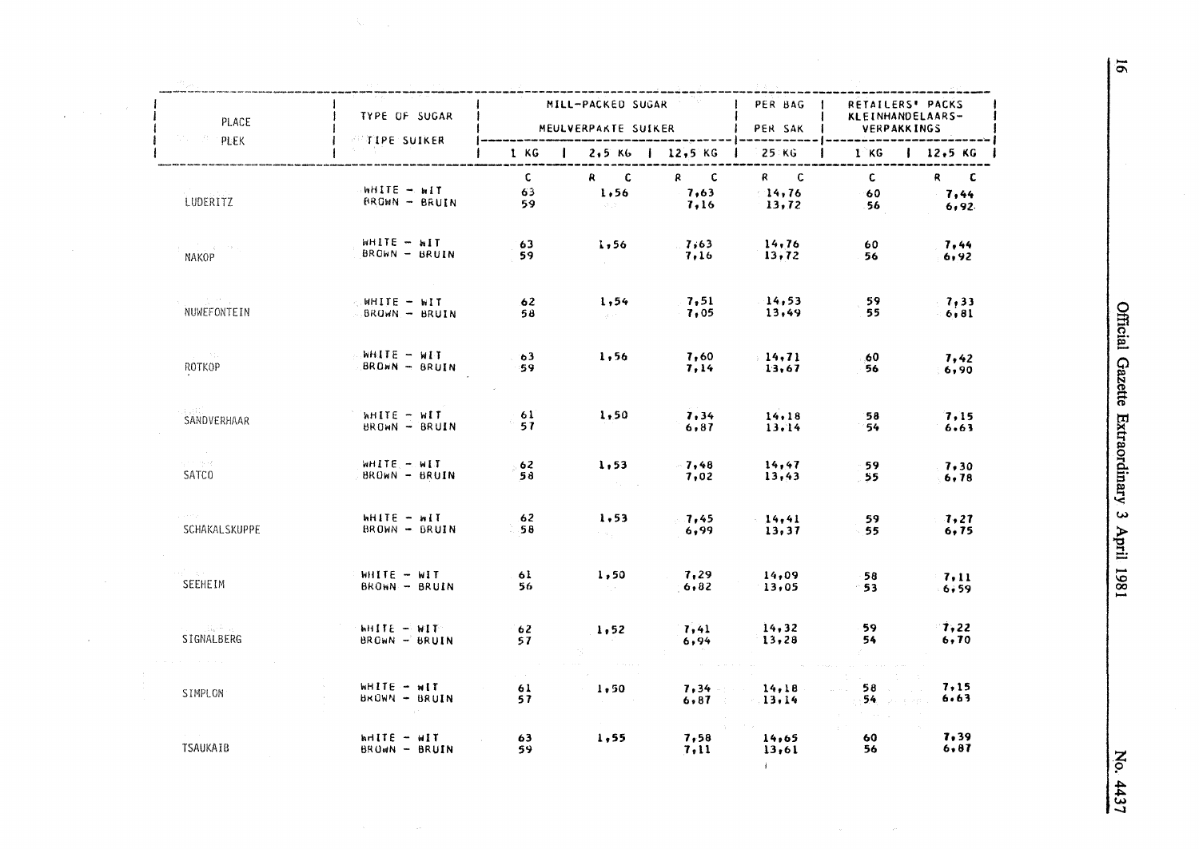| PLACE<br>PLEK | TYPE OF SUGAR<br>TIPE SUIKER | MILL-PACKED SUGAR<br>MEULVERPAKTE SUIKER | | | PER BAG<br>PER SAK | RETAILERS' PACKS<br>KLEINHANDELAARS-VERPAKKINGS | |
|---|---|---|---|---|---|---|---|
| | | 1 KG | 2,5 KG | 12,5 KG | 25 KG | 1 KG | 12,5 KG |
| | | C | R C | R C | R C | C | R C |
| LUDERITZ | WHITE - WIT | 63 | 1,56 | 7,63 | 14,76 | 60 | 7,44 |
| | BROWN - BRUIN | 59 | | 7,16 | 13,72 | 56 | 6,92 |
| NAKOP | WHITE - WIT | 63 | 1,56 | 7,63 | 14,76 | 60 | 7,44 |
| | BROWN - BRUIN | 59 | | 7,16 | 13,72 | 56 | 6,92 |
| NUWEFONTEIN | WHITE - WIT | 62 | 1,54 | 7,51 | 14,53 | 59 | 7,33 |
| | BROWN - BRUIN | 58 | | 7,05 | 13,49 | 55 | 6,81 |
| ROTKOP | WHITE - WIT | 63 | 1,56 | 7,60 | 14,71 | 60 | 7,42 |
| | BROWN - BRUIN | 59 | | 7,14 | 13,67 | 56 | 6,90 |
| SANDVERHAAR | WHITE - WIT | 61 | 1,50 | 7,34 | 14,18 | 58 | 7,15 |
| | BROWN - BRUIN | 57 | | 6,87 | 13,14 | 54 | 6,63 |
| SATCO | WHITE - WIT | 62 | 1,53 | 7,48 | 14,47 | 59 | 7,30 |
| | BROWN - BRUIN | 58 | | 7,02 | 13,43 | 55 | 6,78 |
| SCHAKALSKUPPE | WHITE - WIT | 62 | 1,53 | 7,45 | 14,41 | 59 | 7,27 |
| | BROWN - BRUIN | 58 | | 6,99 | 13,37 | 55 | 6,75 |
| SEEHEIM | WHITE - WIT | 61 | 1,50 | 7,29 | 14,09 | 58 | 7,11 |
| | BROWN - BRUIN | 56 | | 6,82 | 13,05 | 53 | 6,59 |
| SIGNALBERG | WHITE - WIT | 62 | 1,52 | 7,41 | 14,32 | 59 | 7,22 |
| | BROWN - BRUIN | 57 | | 6,94 | 13,28 | 54 | 6,70 |
| SIMPLON | WHITE - WIT | 61 | 1,50 | 7,34 | 14,18 | 58 | 7,15 |
| | BROWN - BRUIN | 57 | | 6,87 | 13,14 | 54 | 6,63 |
| TSAUKAIB | WHITE - WIT | 63 | 1,55 | 7,58 | 14,65 | 60 | 7,39 |
| | BROWN - BRUIN | 59 | | 7,11 | 13,61 | 56 | 6,87 |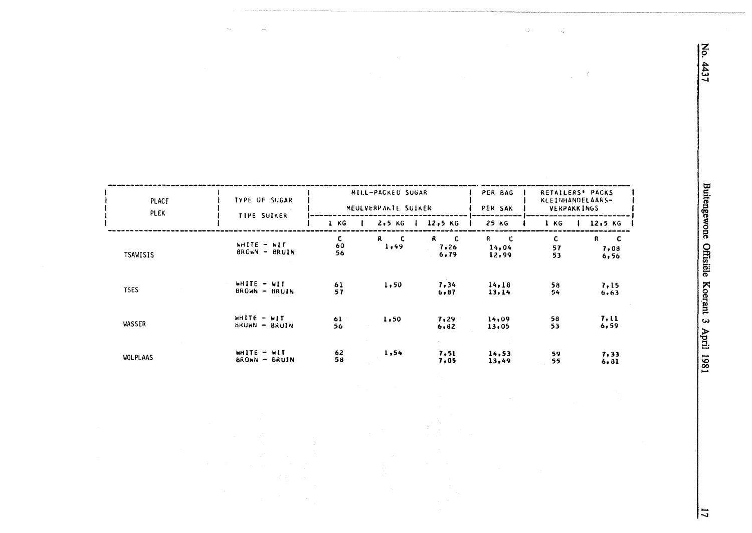| PLACE<br>PLEK | TYPE OF SUGAR<br>TIPE SUIKER | MILL-PACKED SUGAR<br>MEULVERPAKTE SUIKER | | | PER BAG<br>PER SAK | RETAILERS' PACKS<br>KLEINHANDELAARS-<br>VERPAKKINGS | |
|---|---|---|---|---|---|---|---|
| | | 1 KG | 2,5 KG | 12,5 KG | 25 KG | 1 KG | 12,5 KG |
| | | C | R C | R C | R C | C | R C |
| TSAWISIS | WHITE - WIT<br>BROWN - BRUIN | 60<br>56 | 1,49 | 7,26<br>6,79 | 14,04<br>12,99 | 57<br>53 | 7,08<br>6,56 |
| TSES | WHITE - WIT<br>BROWN - BRUIN | 61<br>57 | 1,50 | 7,34<br>6,87 | 14,18<br>13,14 | 58<br>54 | 7,15<br>6,63 |
| WASSER | WHITE - WIT<br>BROWN - BRUIN | 61<br>56 | 1,50 | 7,29<br>6,82 | 14,09<br>13,05 | 58<br>53 | 7,11<br>6,59 |
| WOLPLAAS | WHITE - WIT<br>BROWN - BRUIN | 62<br>58 | 1,54 | 7,51<br>7,05 | 14,53<br>13,49 | 59<br>55 | 7,33<br>6,81 |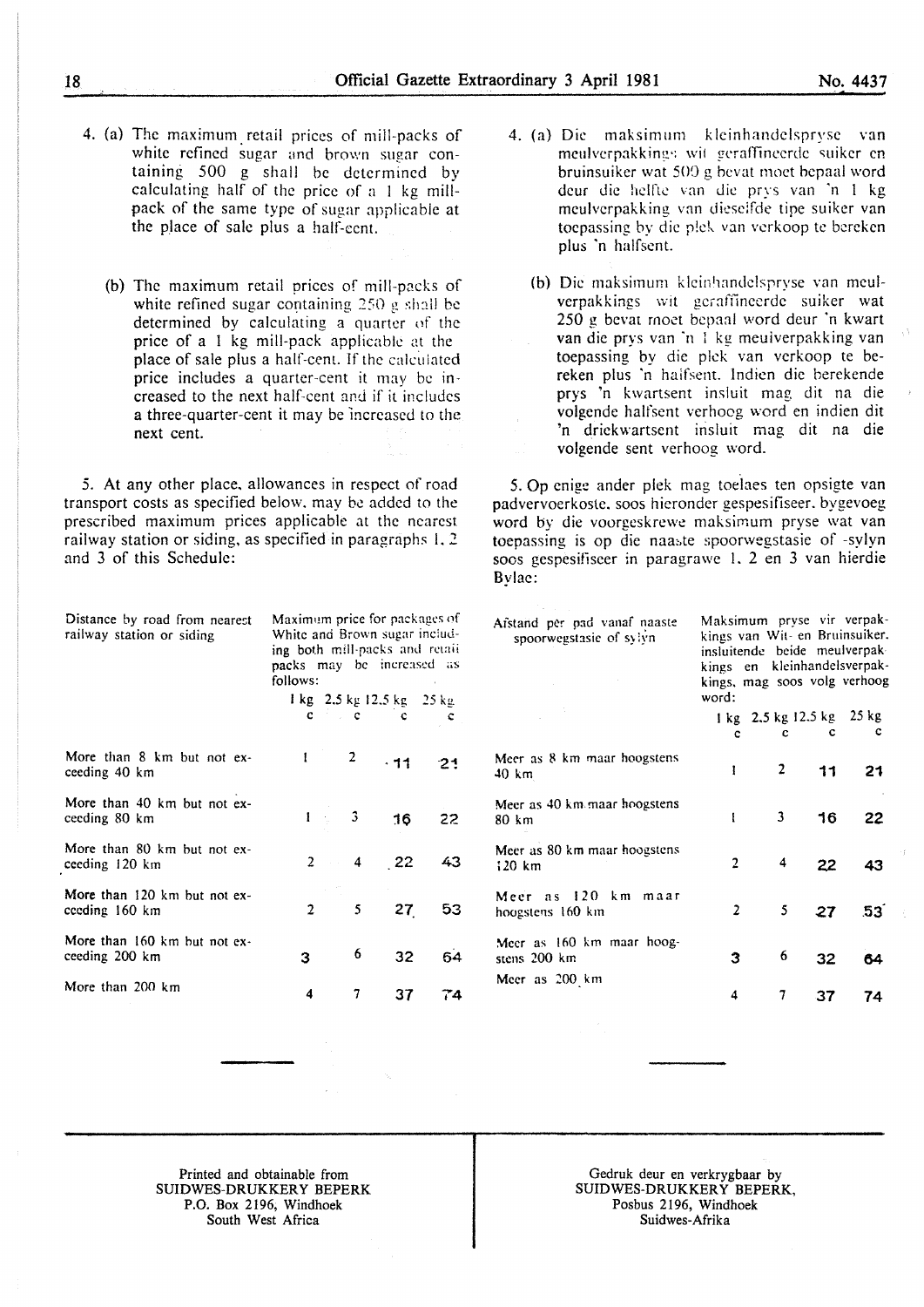4. (a) The maximum retail prices of mill-packs of white refined sugar and brown sugar containing 500 g shall be determined by calculating half of the price of a 1 kg mill-pack of the same type of sugar applicable at the place of sale plus a half-cent.

(b) The maximum retail prices of mill-packs of white refined sugar containing 250 g shall be determined by calculating a quarter of the price of a 1 kg mill-pack applicable at the place of sale plus a half-cent. If the calculated price includes a quarter-cent it may be increased to the next half-cent and if it includes a three-quarter-cent it may be increased to the next cent.

5. At any other place, allowances in respect of road transport costs as specified below, may be added to the prescribed maximum prices applicable at the nearest railway station or siding, as specified in paragraphs 1, 2 and 3 of this Schedule:

| Distance by road from nearest railway station or siding | Maximum price for packages of White and Brown sugar including both mill-packs and retail packs may be increased as follows: | | | |
|---|---|---|---|---|
| | 1 kg c | 2.5 kg c | 12.5 kg c | 25 kg c |
| More than 8 km but not exceeding 40 km | 1 | 2 | 11 | 21 |
| More than 40 km but not exceeding 80 km | 1 | 3 | 16 | 22 |
| More than 80 km but not exceeding 120 km | 2 | 4 | 22 | 43 |
| More than 120 km but not exceeding 160 km | 2 | 5 | 27 | 53 |
| More than 160 km but not exceeding 200 km | 3 | 6 | 32 | 64 |
| More than 200 km | 4 | 7 | 37 | 74 |

4. (a) Die maksimum kleinhandelspryse van meulverpakkings wit geraffineerde suiker en bruinsuiker wat 500 g bevat moet bepaal word deur die helfte van die prys van 'n 1 kg meulverpakking van dieselfde tipe suiker van toepassing by die plek van verkoop te bereken plus 'n halfsent.

(b) Die maksimum kleinhandelspryse van meulverpakkings wit geraffineerde suiker wat 250 g bevat moet bepaal word deur 'n kwart van die prys van 'n 1 kg meulverpakking van toepassing by die plek van verkoop te bereken plus 'n halfsent. Indien die berekende prys 'n kwartsent insluit mag dit na die volgende halfsent verhoog word en indien dit 'n driekwartsent insluit mag dit na die volgende sent verhoog word.

5. Op enige ander plek mag toelaes ten opsigte van padvervoerkoste, soos hieronder gespesifiseer, bygevoeg word by die voorgeskrewe maksimum pryse wat van toepassing is op die naaste spoorwegstasie of -sylyn soos gespesifiseer in paragrawe 1, 2 en 3 van hierdie Bylae:

| Afstand per pad vanaf naaste spoorwegstasie of sylyn | Maksimum pryse vir verpakkings van Wit- en Bruinsuiker, insluitende beide meulverpakkings en kleinhandelsverpakkings, mag soos volg verhoog word: | | | |
|---|---|---|---|---|
| | 1 kg c | 2.5 kg c | 12.5 kg c | 25 kg c |
| Meer as 8 km maar hoogstens 40 km | 1 | 2 | 11 | 21 |
| Meer as 40 km maar hoogstens 80 km | 1 | 3 | 16 | 22 |
| Meer as 80 km maar hoogstens 120 km | 2 | 4 | 22 | 43 |
| Meer as 120 km maar hoogstens 160 km | 2 | 5 | 27 | 53 |
| Meer as 160 km maar hoogstens 200 km | 3 | 6 | 32 | 64 |
| Meer as 200 km | 4 | 7 | 37 | 74 |

Printed and obtainable from
SUIDWES-DRUKKERY BEPERK
P.O. Box 2196, Windhoek
South West Africa

Gedruk deur en verkrygbaar by
SUIDWES-DRUKKERY BEPERK,
Posbus 2196, Windhoek
Suidwes-Afrika